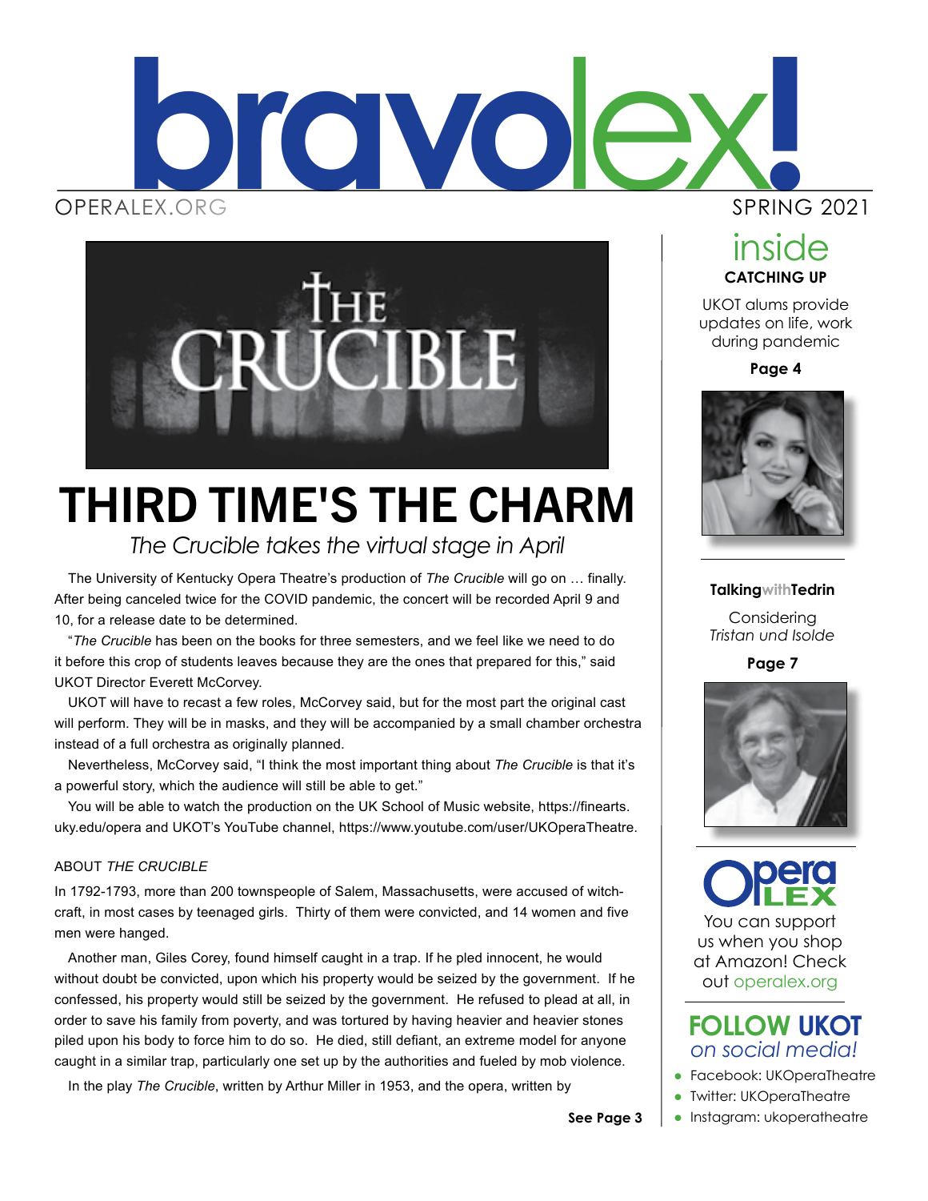# bravolex!

OPERALEX.ORG

SPRING 2021

# THIRD TIME'S THE CHARM

*The Crucible takes the virtual stage in April*

The University of Kentucky Opera Theatre's production of *The Crucible* will go on … finally. After being canceled twice for the COVID pandemic, the concert will be recorded April 9 and 10, for a release date to be determined.

"*The Crucible* has been on the books for three semesters, and we feel like we need to do it before this crop of students leaves because they are the ones that prepared for this," said UKOT Director Everett McCorvey.

UKOT will have to recast a few roles, McCorvey said, but for the most part the original cast will perform. They will be in masks, and they will be accompanied by a small chamber orchestra instead of a full orchestra as originally planned.

Nevertheless, McCorvey said, "I think the most important thing about *The Crucible* is that it's a powerful story, which the audience will still be able to get."

You will be able to watch the production on the UK School of Music website, https://finearts.uky.edu/opera and UKOT's YouTube channel, https://www.youtube.com/user/UKOperaTheatre.

ABOUT *THE CRUCIBLE*

In 1792-1793, more than 200 townspeople of Salem, Massachusetts, were accused of witchcraft, in most cases by teenaged girls. Thirty of them were convicted, and 14 women and five men were hanged.

Another man, Giles Corey, found himself caught in a trap. If he pled innocent, he would without doubt be convicted, upon which his property would be seized by the government. If he confessed, his property would still be seized by the government. He refused to plead at all, in order to save his family from poverty, and was tortured by having heavier and heavier stones piled upon his body to force him to do so. He died, still defiant, an extreme model for anyone caught in a similar trap, particularly one set up by the authorities and fueled by mob violence.

In the play *The Crucible*, written by Arthur Miller in 1953, and the opera, written by

**See Page 3**

## inside

**CATCHING UP**

UKOT alums provide updates on life, work during pandemic

**Page 4**

**TalkingwithTedrin**

Considering *Tristan und Isolde*

**Page 7**

**Opera LEX**

You can support us when you shop at Amazon! Check out operalex.org

## FOLLOW UKOT *on social media!*

- Facebook: UKOperaTheatre
- Twitter: UKOperaTheatre
- Instagram: ukoperatheatre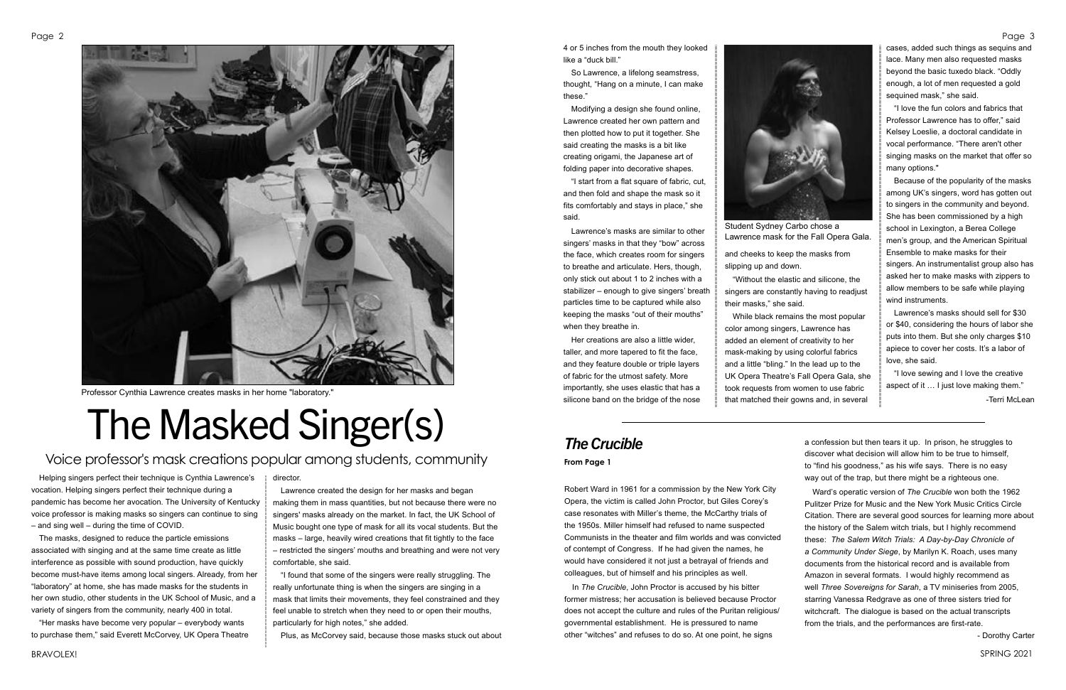Professor Cynthia Lawrence creates masks in her home "laboratory."

# The Masked Singer(s)

## Voice professor's mask creations popular among students, community

Helping singers perfect their technique is Cynthia Lawrence's vocation. Helping singers perfect their technique during a pandemic has become her avocation. The University of Kentucky voice professor is making masks so singers can continue to sing – and sing well – during the time of COVID.

The masks, designed to reduce the particle emissions associated with singing and at the same time create as little interference as possible with sound production, have quickly become must-have items among local singers. Already, from her "laboratory" at home, she has made masks for the students in her own studio, other students in the UK School of Music, and a variety of singers from the community, nearly 400 in total.

"Her masks have become very popular – everybody wants to purchase them," said Everett McCorvey, UK Opera Theatre director.

Lawrence created the design for her masks and began making them in mass quantities, but not because there were no singers' masks already on the market. In fact, the UK School of Music bought one type of mask for all its vocal students. But the masks – large, heavily wired creations that fit tightly to the face – restricted the singers' mouths and breathing and were not very comfortable, she said.

"I found that some of the singers were really struggling. The really unfortunate thing is when the singers are singing in a mask that limits their movements, they feel constrained and they feel unable to stretch when they need to or open their mouths, particularly for high notes," she added.

Plus, as McCorvey said, because those masks stuck out about 4 or 5 inches from the mouth they looked like a "duck bill."

So Lawrence, a lifelong seamstress, thought, "Hang on a minute, I can make these."

Modifying a design she found online, Lawrence created her own pattern and then plotted how to put it together. She said creating the masks is a bit like creating origami, the Japanese art of folding paper into decorative shapes.

"I start from a flat square of fabric, cut, and then fold and shape the mask so it fits comfortably and stays in place," she said.

Lawrence's masks are similar to other singers' masks in that they "bow" across the face, which creates room for singers to breathe and articulate. Hers, though, only stick out about 1 to 2 inches with a stabilizer – enough to give singers' breath particles time to be captured while also keeping the masks "out of their mouths" when they breathe in.

Her creations are also a little wider, taller, and more tapered to fit the face, and they feature double or triple layers of fabric for the utmost safety. More importantly, she uses elastic that has a silicone band on the bridge of the nose and cheeks to keep the masks from slipping up and down.

Student Sydney Carbo chose a Lawrence mask for the Fall Opera Gala.

"Without the elastic and silicone, the singers are constantly having to readjust their masks," she said.

While black remains the most popular color among singers, Lawrence has added an element of creativity to her mask-making by using colorful fabrics and a little "bling." In the lead up to the UK Opera Theatre's Fall Opera Gala, she took requests from women to use fabric that matched their gowns and, in several cases, added such things as sequins and lace. Many men also requested masks beyond the basic tuxedo black. "Oddly enough, a lot of men requested a gold sequined mask," she said.

"I love the fun colors and fabrics that Professor Lawrence has to offer," said Kelsey Loeslie, a doctoral candidate in vocal performance. "There aren't other singing masks on the market that offer so many options."

Because of the popularity of the masks among UK's singers, word has gotten out to singers in the community and beyond. She has been commissioned by a high school in Lexington, a Berea College men's group, and the American Spiritual Ensemble to make masks for their singers. An instrumentalist group also has asked her to make masks with zippers to allow members to be safe while playing wind instruments.

Lawrence's masks should sell for $30 or $40, considering the hours of labor she puts into them. But she only charges $10 apiece to cover her costs. It's a labor of love, she said.

"I love sewing and I love the creative aspect of it … I just love making them."

-Terri McLean

## *The Crucible*

**From Page 1**

Robert Ward in 1961 for a commission by the New York City Opera, the victim is called John Proctor, but Giles Corey's case resonates with Miller's theme, the McCarthy trials of the 1950s. Miller himself had refused to name suspected Communists in the theater and film worlds and was convicted of contempt of Congress. If he had given the names, he would have considered it not just a betrayal of friends and colleagues, but of himself and his principles as well.

In *The Crucible*, John Proctor is accused by his bitter former mistress; her accusation is believed because Proctor does not accept the culture and rules of the Puritan religious/governmental establishment. He is pressured to name other "witches" and refuses to do so. At one point, he signs a confession but then tears it up. In prison, he struggles to discover what decision will allow him to be true to himself, to "find his goodness," as his wife says. There is no easy way out of the trap, but there might be a righteous one.

Ward's operatic version of *The Crucible* won both the 1962 Pulitzer Prize for Music and the New York Music Critics Circle Citation. There are several good sources for learning more about the history of the Salem witch trials, but I highly recommend these: *The Salem Witch Trials: A Day-by-Day Chronicle of a Community Under Siege*, by Marilyn K. Roach, uses many documents from the historical record and is available from Amazon in several formats. I would highly recommend as well *Three Sovereigns for Sarah*, a TV miniseries from 2005, starring Vanessa Redgrave as one of three sisters tried for witchcraft. The dialogue is based on the actual transcripts from the trials, and the performances are first-rate.

- Dorothy Carter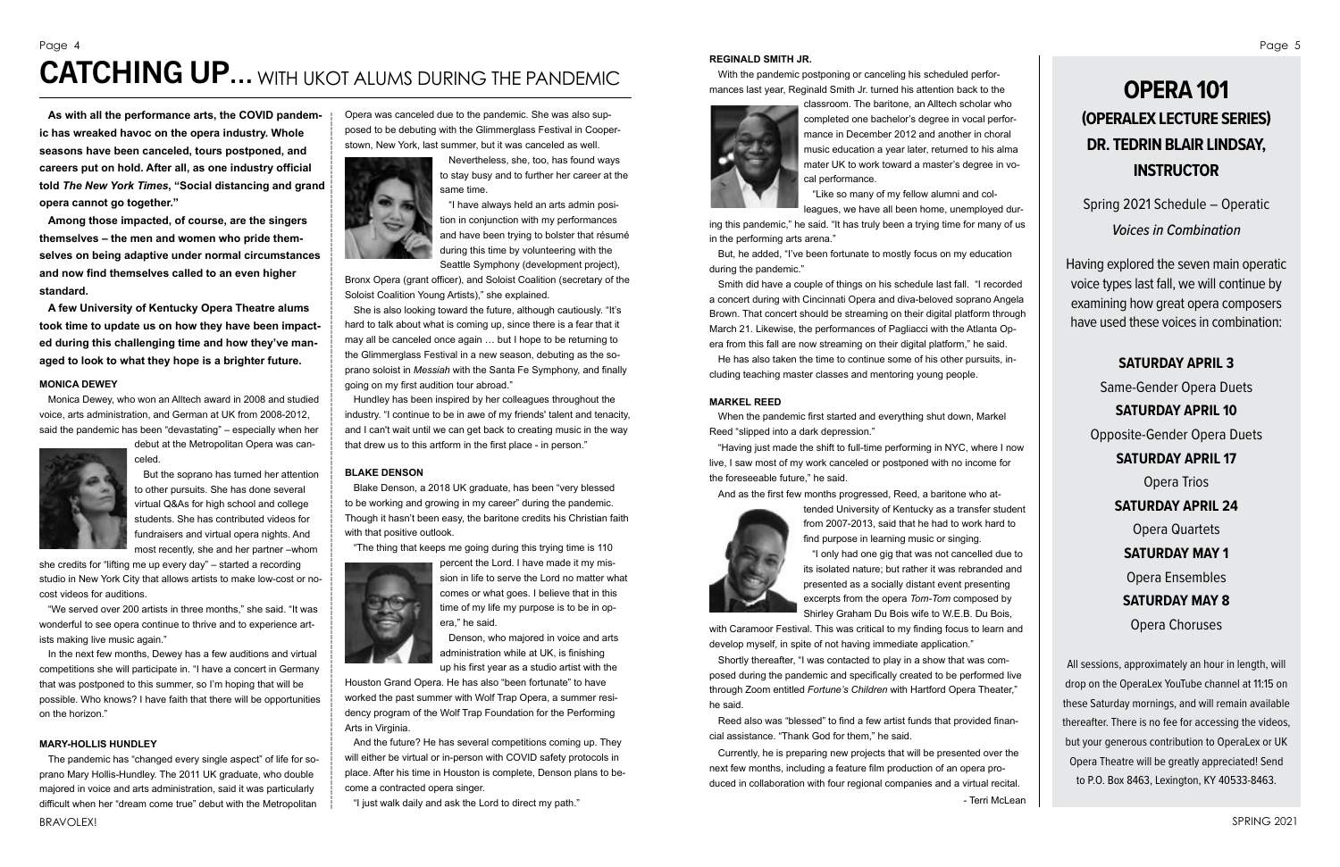# CATCHING UP... WITH UKOT ALUMS DURING THE PANDEMIC

**As with all the performance arts, the COVID pandemic has wreaked havoc on the opera industry. Whole seasons have been canceled, tours postponed, and careers put on hold. After all, as one industry official told *The New York Times*, "Social distancing and grand opera cannot go together."**

**Among those impacted, of course, are the singers themselves – the men and women who pride themselves on being adaptive under normal circumstances and now find themselves called to an even higher standard.**

**A few University of Kentucky Opera Theatre alums took time to update us on how they have been impacted during this challenging time and how they've managed to look to what they hope is a brighter future.**

#### MONICA DEWEY

Monica Dewey, who won an Alltech award in 2008 and studied voice, arts administration, and German at UK from 2008-2012, said the pandemic has been "devastating" – especially when her debut at the Metropolitan Opera was canceled.

But the soprano has turned her attention to other pursuits. She has done several virtual Q&As for high school and college students. She has contributed videos for fundraisers and virtual opera nights. And most recently, she and her partner –whom she credits for "lifting me up every day" – started a recording studio in New York City that allows artists to make low-cost or no-cost videos for auditions.

"We served over 200 artists in three months," she said. "It was wonderful to see opera continue to thrive and to experience artists making live music again."

In the next few months, Dewey has a few auditions and virtual competitions she will participate in. "I have a concert in Germany that was postponed to this summer, so I'm hoping that will be possible. Who knows? I have faith that there will be opportunities on the horizon."

#### MARY-HOLLIS HUNDLEY

The pandemic has "changed every single aspect" of life for soprano Mary Hollis-Hundley. The 2011 UK graduate, who double majored in voice and arts administration, said it was particularly difficult when her "dream come true" debut with the Metropolitan Opera was canceled due to the pandemic. She was also supposed to be debuting with the Glimmerglass Festival in Cooperstown, New York, last summer, but it was canceled as well.

Nevertheless, she, too, has found ways to stay busy and to further her career at the same time.

"I have always held an arts admin position in conjunction with my performances and have been trying to bolster that résumé during this time by volunteering with the Seattle Symphony (development project), Bronx Opera (grant officer), and Soloist Coalition (secretary of the Soloist Coalition Young Artists)," she explained.

She is also looking toward the future, although cautiously. "It's hard to talk about what is coming up, since there is a fear that it may all be canceled once again … but I hope to be returning to the Glimmerglass Festival in a new season, debuting as the soprano soloist in *Messiah* with the Santa Fe Symphony, and finally going on my first audition tour abroad."

Hundley has been inspired by her colleagues throughout the industry. "I continue to be in awe of my friends' talent and tenacity, and I can't wait until we can get back to creating music in the way that drew us to this artform in the first place - in person."

#### BLAKE DENSON

Blake Denson, a 2018 UK graduate, has been "very blessed to be working and growing in my career" during the pandemic. Though it hasn't been easy, the baritone credits his Christian faith with that positive outlook.

"The thing that keeps me going during this trying time is 110 percent the Lord. I have made it my mission in life to serve the Lord no matter what comes or what goes. I believe that in this time of my life my purpose is to be in opera," he said.

Denson, who majored in voice and arts administration while at UK, is finishing up his first year as a studio artist with the Houston Grand Opera. He has also "been fortunate" to have worked the past summer with Wolf Trap Opera, a summer residency program of the Wolf Trap Foundation for the Performing Arts in Virginia.

And the future? He has several competitions coming up. They will either be virtual or in-person with COVID safety protocols in place. After his time in Houston is complete, Denson plans to become a contracted opera singer.

"I just walk daily and ask the Lord to direct my path."

#### REGINALD SMITH JR.

With the pandemic postponing or canceling his scheduled performances last year, Reginald Smith Jr. turned his attention back to the classroom. The baritone, an Alltech scholar who completed one bachelor's degree in vocal performance in December 2012 and another in choral music education a year later, returned to his alma mater UK to work toward a master's degree in vocal performance.

"Like so many of my fellow alumni and colleagues, we have all been home, unemployed during this pandemic," he said. "It has truly been a trying time for many of us in the performing arts arena."

But, he added, "I've been fortunate to mostly focus on my education during the pandemic."

Smith did have a couple of things on his schedule last fall. "I recorded a concert during with Cincinnati Opera and diva-beloved soprano Angela Brown. That concert should be streaming on their digital platform through March 21. Likewise, the performances of Pagliacci with the Atlanta Opera from this fall are now streaming on their digital platform," he said.

He has also taken the time to continue some of his other pursuits, including teaching master classes and mentoring young people.

#### MARKEL REED

When the pandemic first started and everything shut down, Markel Reed "slipped into a dark depression."

"Having just made the shift to full-time performing in NYC, where I now live, I saw most of my work canceled or postponed with no income for the foreseeable future," he said.

And as the first few months progressed, Reed, a baritone who attended University of Kentucky as a transfer student from 2007-2013, said that he had to work hard to find purpose in learning music or singing.

"I only had one gig that was not cancelled due to its isolated nature; but rather it was rebranded and presented as a socially distant event presenting excerpts from the opera *Tom-Tom* composed by Shirley Graham Du Bois wife to W.E.B. Du Bois, with Caramoor Festival. This was critical to my finding focus to learn and develop myself, in spite of not having immediate application."

Shortly thereafter, "I was contacted to play in a show that was composed during the pandemic and specifically created to be performed live through Zoom entitled *Fortune's Children* with Hartford Opera Theater," he said.

Reed also was "blessed" to find a few artist funds that provided financial assistance. "Thank God for them," he said.

Currently, he is preparing new projects that will be presented over the next few months, including a feature film production of an opera produced in collaboration with four regional companies and a virtual recital.

- Terri McLean

# OPERA 101

## (OPERALEX LECTURE SERIES) DR. TEDRIN BLAIR LINDSAY, INSTRUCTOR

Spring 2021 Schedule – Operatic *Voices in Combination*

Having explored the seven main operatic voice types last fall, we will continue by examining how great opera composers have used these voices in combination:

**SATURDAY APRIL 3**
Same-Gender Opera Duets

**SATURDAY APRIL 10**
Opposite-Gender Opera Duets

**SATURDAY APRIL 17**
Opera Trios

**SATURDAY APRIL 24**
Opera Quartets

**SATURDAY MAY 1**
Opera Ensembles

**SATURDAY MAY 8**
Opera Choruses

All sessions, approximately an hour in length, will drop on the OperaLex YouTube channel at 11:15 on these Saturday mornings, and will remain available thereafter. There is no fee for accessing the videos, but your generous contribution to OperaLex or UK Opera Theatre will be greatly appreciated! Send to P.O. Box 8463, Lexington, KY 40533-8463.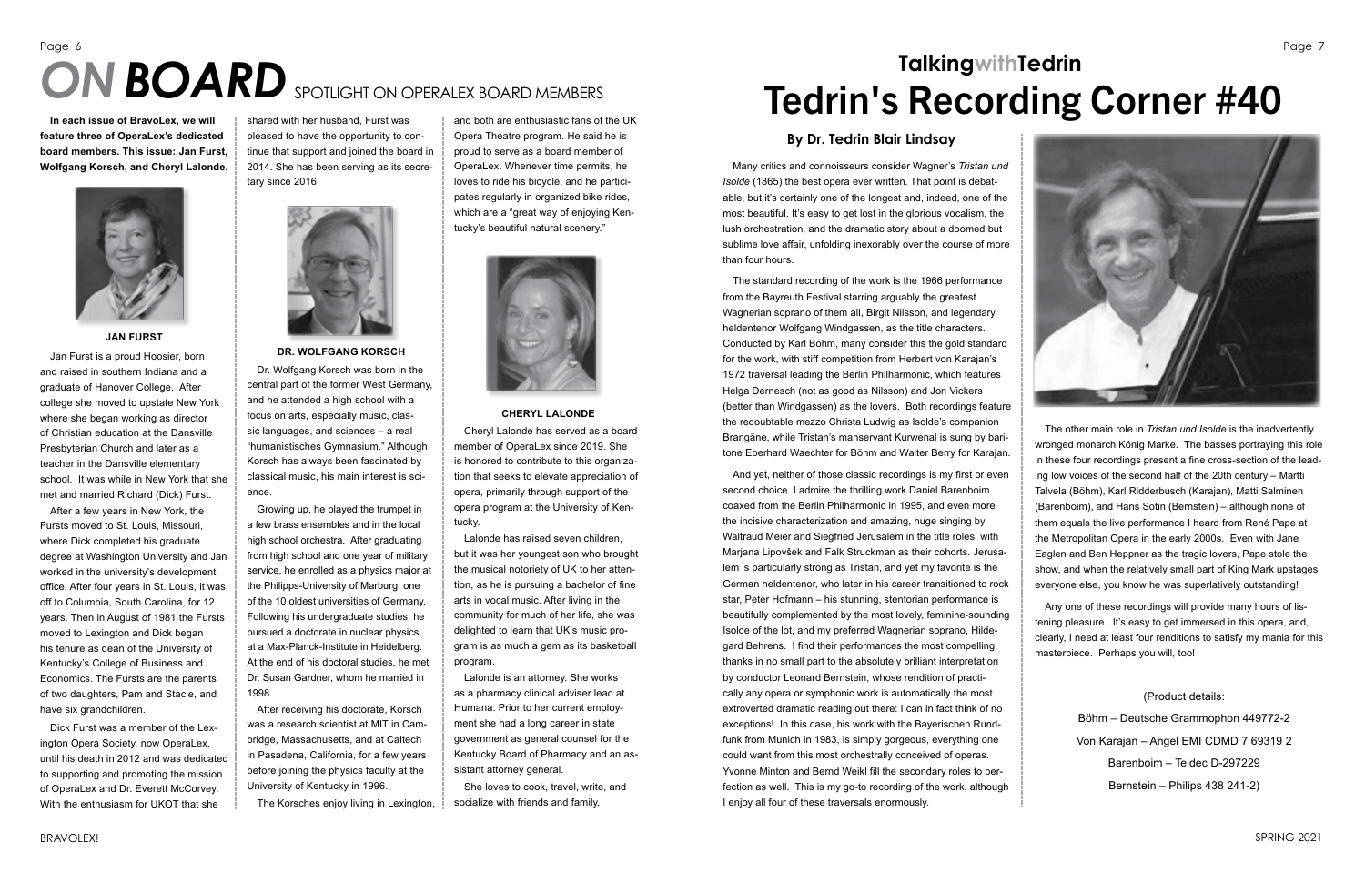# *ON BOARD* SPOTLIGHT ON OPERALEX BOARD MEMBERS

**In each issue of BravoLex, we will feature three of OperaLex's dedicated board members. This issue: Jan Furst, Wolfgang Korsch, and Cheryl Lalonde.**

**JAN FURST**

Jan Furst is a proud Hoosier, born and raised in southern Indiana and a graduate of Hanover College. After college she moved to upstate New York where she began working as director of Christian education at the Dansville Presbyterian Church and later as a teacher in the Dansville elementary school. It was while in New York that she met and married Richard (Dick) Furst.

After a few years in New York, the Fursts moved to St. Louis, Missouri, where Dick completed his graduate degree at Washington University and Jan worked in the university's development office. After four years in St. Louis, it was off to Columbia, South Carolina, for 12 years. Then in August of 1981 the Fursts moved to Lexington and Dick began his tenure as dean of the University of Kentucky's College of Business and Economics. The Fursts are the parents of two daughters, Pam and Stacie, and have six grandchildren.

Dick Furst was a member of the Lexington Opera Society, now OperaLex, until his death in 2012 and was dedicated to supporting and promoting the mission of OperaLex and Dr. Everett McCorvey. With the enthusiasm for UKOT that she shared with her husband, Furst was pleased to have the opportunity to continue that support and joined the board in 2014. She has been serving as its secretary since 2016.

**DR. WOLFGANG KORSCH**

Dr. Wolfgang Korsch was born in the central part of the former West Germany, and he attended a high school with a focus on arts, especially music, classic languages, and sciences – a real "humanistisches Gymnasium." Although Korsch has always been fascinated by classical music, his main interest is science.

Growing up, he played the trumpet in a few brass ensembles and in the local high school orchestra. After graduating from high school and one year of military service, he enrolled as a physics major at the Philipps-University of Marburg, one of the 10 oldest universities of Germany. Following his undergraduate studies, he pursued a doctorate in nuclear physics at a Max-Planck-Institute in Heidelberg. At the end of his doctoral studies, he met Dr. Susan Gardner, whom he married in 1998.

After receiving his doctorate, Korsch was a research scientist at MIT in Cambridge, Massachusetts, and at Caltech in Pasadena, California, for a few years before joining the physics faculty at the University of Kentucky in 1996.

The Korsches enjoy living in Lexington, and both are enthusiastic fans of the UK Opera Theatre program. He said he is proud to serve as a board member of OperaLex. Whenever time permits, he loves to ride his bicycle, and he participates regularly in organized bike rides, which are a "great way of enjoying Kentucky's beautiful natural scenery."

**CHERYL LALONDE**

Cheryl Lalonde has served as a board member of OperaLex since 2019. She is honored to contribute to this organization that seeks to elevate appreciation of opera, primarily through support of the opera program at the University of Kentucky.

Lalonde has raised seven children, but it was her youngest son who brought the musical notoriety of UK to her attention, as he is pursuing a bachelor of fine arts in vocal music. After living in the community for much of her life, she was delighted to learn that UK's music program is as much a gem as its basketball program.

Lalonde is an attorney. She works as a pharmacy clinical adviser lead at Humana. Prior to her current employment she had a long career in state government as general counsel for the Kentucky Board of Pharmacy and an assistant attorney general.

She loves to cook, travel, write, and socialize with friends and family.

## TalkingwithTedrin

# Tedrin's Recording Corner #40

### By Dr. Tedrin Blair Lindsay

Many critics and connoisseurs consider Wagner's *Tristan und Isolde* (1865) the best opera ever written. That point is debatable, but it's certainly one of the longest and, indeed, one of the most beautiful. It's easy to get lost in the glorious vocalism, the lush orchestration, and the dramatic story about a doomed but sublime love affair, unfolding inexorably over the course of more than four hours.

The standard recording of the work is the 1966 performance from the Bayreuth Festival starring arguably the greatest Wagnerian soprano of them all, Birgit Nilsson, and legendary heldentenor Wolfgang Windgassen, as the title characters. Conducted by Karl Böhm, many consider this the gold standard for the work, with stiff competition from Herbert von Karajan's 1972 traversal leading the Berlin Philharmonic, which features Helga Dernesch (not as good as Nilsson) and Jon Vickers (better than Windgassen) as the lovers. Both recordings feature the redoubtable mezzo Christa Ludwig as Isolde's companion Brangäne, while Tristan's manservant Kurwenal is sung by baritone Eberhard Waechter for Böhm and Walter Berry for Karajan.

And yet, neither of those classic recordings is my first or even second choice. I admire the thrilling work Daniel Barenboim coaxed from the Berlin Philharmonic in 1995, and even more the incisive characterization and amazing, huge singing by Waltraud Meier and Siegfried Jerusalem in the title roles, with Marjana Lipovšek and Falk Struckman as their cohorts. Jerusalem is particularly strong as Tristan, and yet my favorite is the German heldentenor, who later in his career transitioned to rock star, Peter Hofmann – his stunning, stentorian performance is beautifully complemented by the most lovely, feminine-sounding Isolde of the lot, and my preferred Wagnerian soprano, Hildegard Behrens. I find their performances the most compelling, thanks in no small part to the absolutely brilliant interpretation by conductor Leonard Bernstein, whose rendition of practically any opera or symphonic work is automatically the most extroverted dramatic reading out there: I can in fact think of no exceptions! In this case, his work with the Bayerischen Rundfunk from Munich in 1983, is simply gorgeous, everything one could want from this most orchestrally conceived of operas. Yvonne Minton and Bernd Weikl fill the secondary roles to perfection as well. This is my go-to recording of the work, although I enjoy all four of these traversals enormously.

The other main role in *Tristan und Isolde* is the inadvertently wronged monarch König Marke. The basses portraying this role in these four recordings present a fine cross-section of the leading low voices of the second half of the 20th century – Martti Talvela (Böhm), Karl Ridderbusch (Karajan), Matti Salminen (Barenboim), and Hans Sotin (Bernstein) – although none of them equals the live performance I heard from René Pape at the Metropolitan Opera in the early 2000s. Even with Jane Eaglen and Ben Heppner as the tragic lovers, Pape stole the show, and when the relatively small part of King Mark upstages everyone else, you know he was superlatively outstanding!

Any one of these recordings will provide many hours of listening pleasure. It's easy to get immersed in this opera, and, clearly, I need at least four renditions to satisfy my mania for this masterpiece. Perhaps you will, too!

(Product details:

Böhm – Deutsche Grammophon 449772-2

Von Karajan – Angel EMI CDMD 7 69319 2

Barenboim – Teldec D-297229

Bernstein – Philips 438 241-2)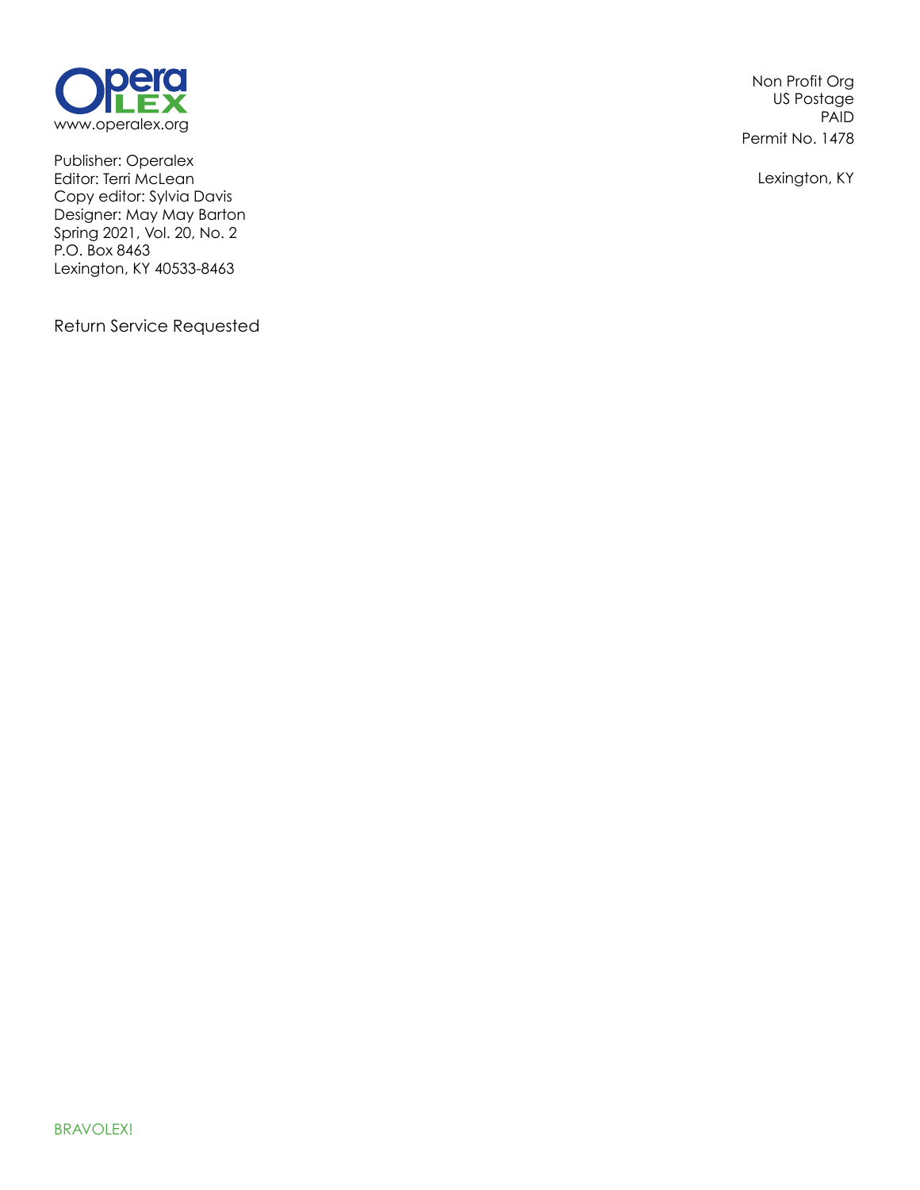Opera LEX

www.operalex.org

Publisher: Operalex
Editor: Terri McLean
Copy editor: Sylvia Davis
Designer: May May Barton
Spring 2021, Vol. 20, No. 2
P.O. Box 8463
Lexington, KY 40533-8463

Return Service Requested

Non Profit Org
US Postage
PAID
Permit No. 1478

Lexington, KY